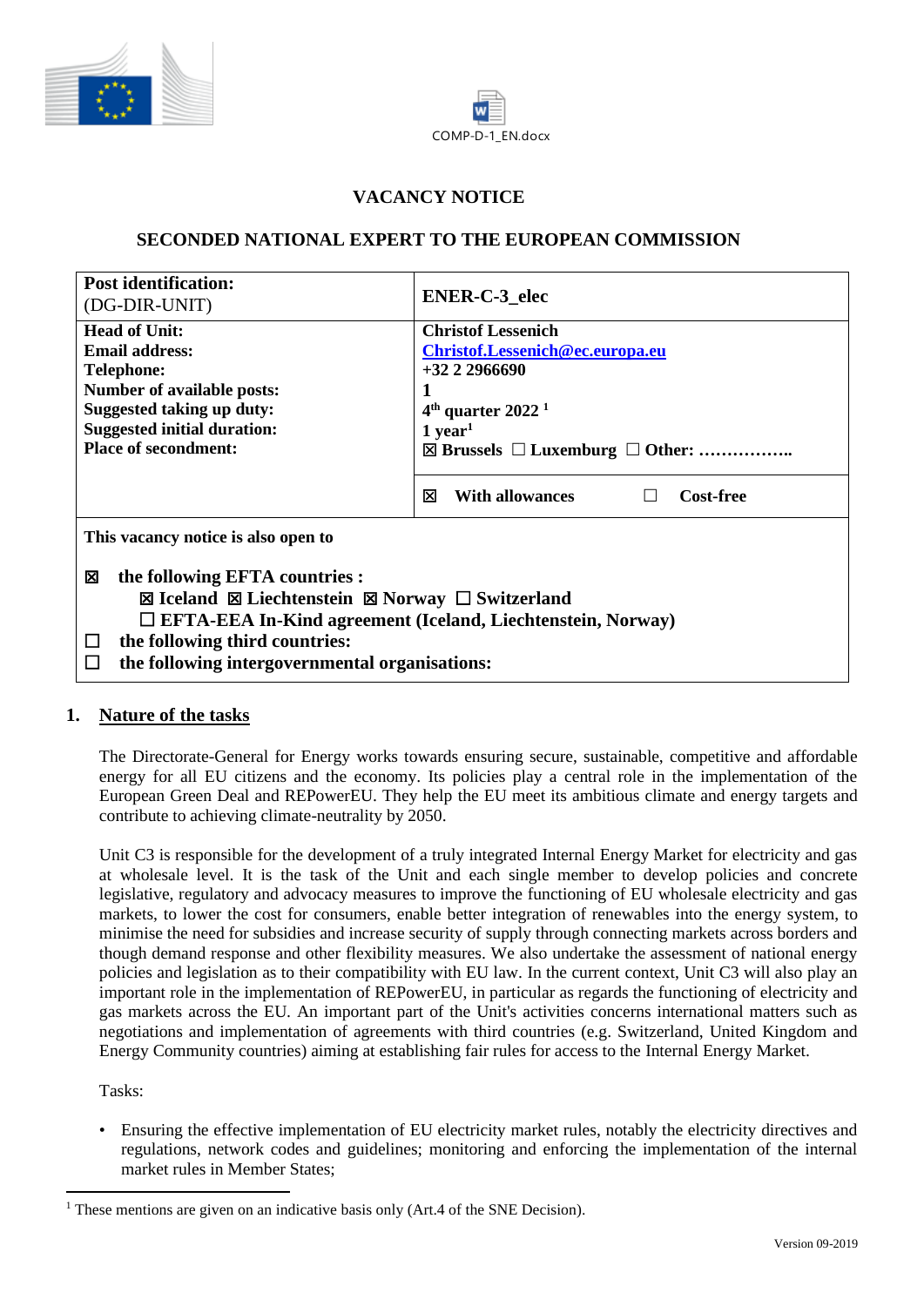COMP-D-1_EN.docx

# VACANCY NOTICE

## SECONDED NATIONAL EXPERT TO THE EUROPEAN COMMISSION

| **Post identification:** (DG-DIR-UNIT) | **ENER-C-3_elec** |
| --- | --- |
| **Head of Unit:**<br>**Email address:**<br>**Telephone:**<br>**Number of available posts:**<br>**Suggested taking up duty:**<br>**Suggested initial duration:**<br>**Place of secondment:** | **Christof Lessenich**<br>**Christof.Lessenich@ec.europa.eu**<br>**+32 2 2966690**<br>**1**<br>**4th quarter 2022** [1]<br>**1 year**[1]<br>☒ **Brussels** ☐ **Luxemburg** ☐ **Other: ……………..** |
| | ☒ **With allowances** ☐ **Cost-free** |

**This vacancy notice is also open to**

☒ **the following EFTA countries :**
☒ **Iceland** ☒ **Liechtenstein** ☒ **Norway** ☐ **Switzerland**
☐ **EFTA-EEA In-Kind agreement (Iceland, Liechtenstein, Norway)**
☐ **the following third countries:**
☐ **the following intergovernmental organisations:**

## 1. Nature of the tasks

The Directorate-General for Energy works towards ensuring secure, sustainable, competitive and affordable energy for all EU citizens and the economy. Its policies play a central role in the implementation of the European Green Deal and REPowerEU. They help the EU meet its ambitious climate and energy targets and contribute to achieving climate-neutrality by 2050.

Unit C3 is responsible for the development of a truly integrated Internal Energy Market for electricity and gas at wholesale level. It is the task of the Unit and each single member to develop policies and concrete legislative, regulatory and advocacy measures to improve the functioning of EU wholesale electricity and gas markets, to lower the cost for consumers, enable better integration of renewables into the energy system, to minimise the need for subsidies and increase security of supply through connecting markets across borders and though demand response and other flexibility measures. We also undertake the assessment of national energy policies and legislation as to their compatibility with EU law. In the current context, Unit C3 will also play an important role in the implementation of REPowerEU, in particular as regards the functioning of electricity and gas markets across the EU. An important part of the Unit's activities concerns international matters such as negotiations and implementation of agreements with third countries (e.g. Switzerland, United Kingdom and Energy Community countries) aiming at establishing fair rules for access to the Internal Energy Market.

Tasks:

- Ensuring the effective implementation of EU electricity market rules, notably the electricity directives and regulations, network codes and guidelines; monitoring and enforcing the implementation of the internal market rules in Member States;

---

[1] These mentions are given on an indicative basis only (Art.4 of the SNE Decision).

Version 09-2019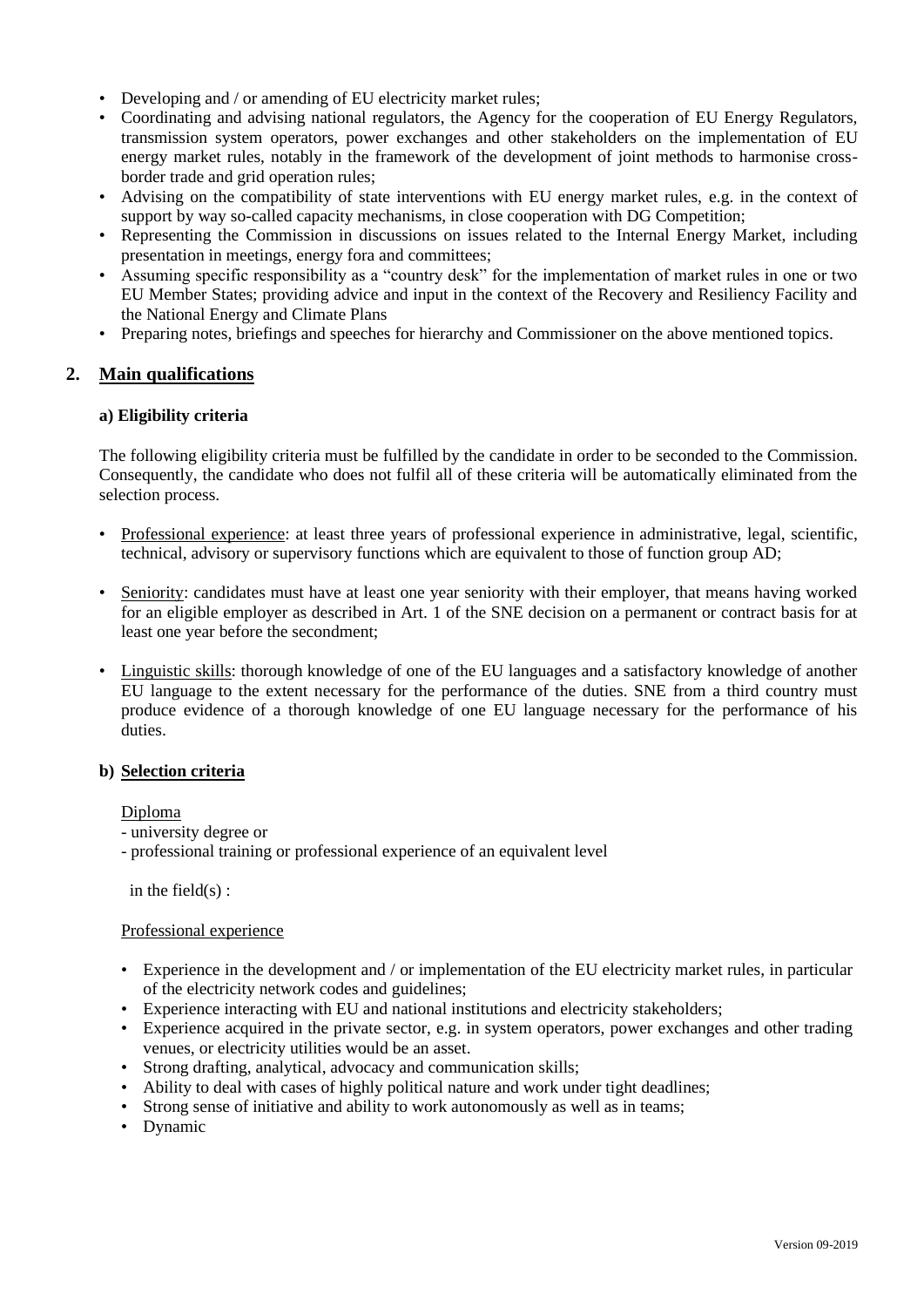- Developing and / or amending of EU electricity market rules;
- Coordinating and advising national regulators, the Agency for the cooperation of EU Energy Regulators, transmission system operators, power exchanges and other stakeholders on the implementation of EU energy market rules, notably in the framework of the development of joint methods to harmonise cross-border trade and grid operation rules;
- Advising on the compatibility of state interventions with EU energy market rules, e.g. in the context of support by way so-called capacity mechanisms, in close cooperation with DG Competition;
- Representing the Commission in discussions on issues related to the Internal Energy Market, including presentation in meetings, energy fora and committees;
- Assuming specific responsibility as a "country desk" for the implementation of market rules in one or two EU Member States; providing advice and input in the context of the Recovery and Resiliency Facility and the National Energy and Climate Plans
- Preparing notes, briefings and speeches for hierarchy and Commissioner on the above mentioned topics.

## 2. Main qualifications

### a) Eligibility criteria

The following eligibility criteria must be fulfilled by the candidate in order to be seconded to the Commission. Consequently, the candidate who does not fulfil all of these criteria will be automatically eliminated from the selection process.

- Professional experience: at least three years of professional experience in administrative, legal, scientific, technical, advisory or supervisory functions which are equivalent to those of function group AD;
- Seniority: candidates must have at least one year seniority with their employer, that means having worked for an eligible employer as described in Art. 1 of the SNE decision on a permanent or contract basis for at least one year before the secondment;
- Linguistic skills: thorough knowledge of one of the EU languages and a satisfactory knowledge of another EU language to the extent necessary for the performance of the duties. SNE from a third country must produce evidence of a thorough knowledge of one EU language necessary for the performance of his duties.

### b) Selection criteria

Diploma

- university degree or
- professional training or professional experience of an equivalent level

in the field(s) :

Professional experience

- Experience in the development and / or implementation of the EU electricity market rules, in particular of the electricity network codes and guidelines;
- Experience interacting with EU and national institutions and electricity stakeholders;
- Experience acquired in the private sector, e.g. in system operators, power exchanges and other trading venues, or electricity utilities would be an asset.
- Strong drafting, analytical, advocacy and communication skills;
- Ability to deal with cases of highly political nature and work under tight deadlines;
- Strong sense of initiative and ability to work autonomously as well as in teams;
- Dynamic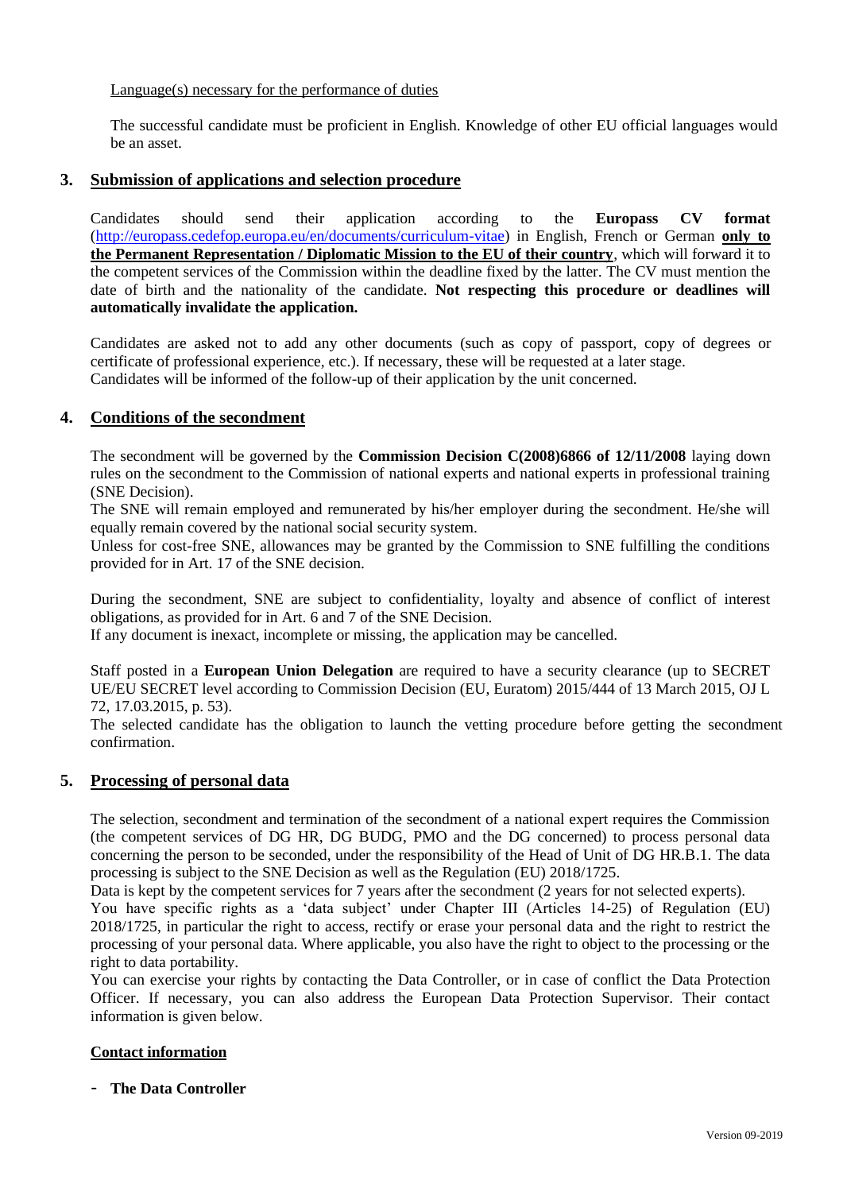Language(s) necessary for the performance of duties

The successful candidate must be proficient in English. Knowledge of other EU official languages would be an asset.

## 3. Submission of applications and selection procedure

Candidates should send their application according to the **Europass CV format** (http://europass.cedefop.europa.eu/en/documents/curriculum-vitae) in English, French or German **only to the Permanent Representation / Diplomatic Mission to the EU of their country**, which will forward it to the competent services of the Commission within the deadline fixed by the latter. The CV must mention the date of birth and the nationality of the candidate. **Not respecting this procedure or deadlines will automatically invalidate the application.**

Candidates are asked not to add any other documents (such as copy of passport, copy of degrees or certificate of professional experience, etc.). If necessary, these will be requested at a later stage.
Candidates will be informed of the follow-up of their application by the unit concerned.

## 4. Conditions of the secondment

The secondment will be governed by the **Commission Decision C(2008)6866 of 12/11/2008** laying down rules on the secondment to the Commission of national experts and national experts in professional training (SNE Decision).
The SNE will remain employed and remunerated by his/her employer during the secondment. He/she will equally remain covered by the national social security system.
Unless for cost-free SNE, allowances may be granted by the Commission to SNE fulfilling the conditions provided for in Art. 17 of the SNE decision.

During the secondment, SNE are subject to confidentiality, loyalty and absence of conflict of interest obligations, as provided for in Art. 6 and 7 of the SNE Decision.
If any document is inexact, incomplete or missing, the application may be cancelled.

Staff posted in a **European Union Delegation** are required to have a security clearance (up to SECRET UE/EU SECRET level according to Commission Decision (EU, Euratom) 2015/444 of 13 March 2015, OJ L 72, 17.03.2015, p. 53).
The selected candidate has the obligation to launch the vetting procedure before getting the secondment confirmation.

## 5. Processing of personal data

The selection, secondment and termination of the secondment of a national expert requires the Commission (the competent services of DG HR, DG BUDG, PMO and the DG concerned) to process personal data concerning the person to be seconded, under the responsibility of the Head of Unit of DG HR.B.1. The data processing is subject to the SNE Decision as well as the Regulation (EU) 2018/1725.
Data is kept by the competent services for 7 years after the secondment (2 years for not selected experts).
You have specific rights as a 'data subject' under Chapter III (Articles 14-25) of Regulation (EU) 2018/1725, in particular the right to access, rectify or erase your personal data and the right to restrict the processing of your personal data. Where applicable, you also have the right to object to the processing or the right to data portability.
You can exercise your rights by contacting the Data Controller, or in case of conflict the Data Protection Officer. If necessary, you can also address the European Data Protection Supervisor. Their contact information is given below.

**Contact information**

- **The Data Controller**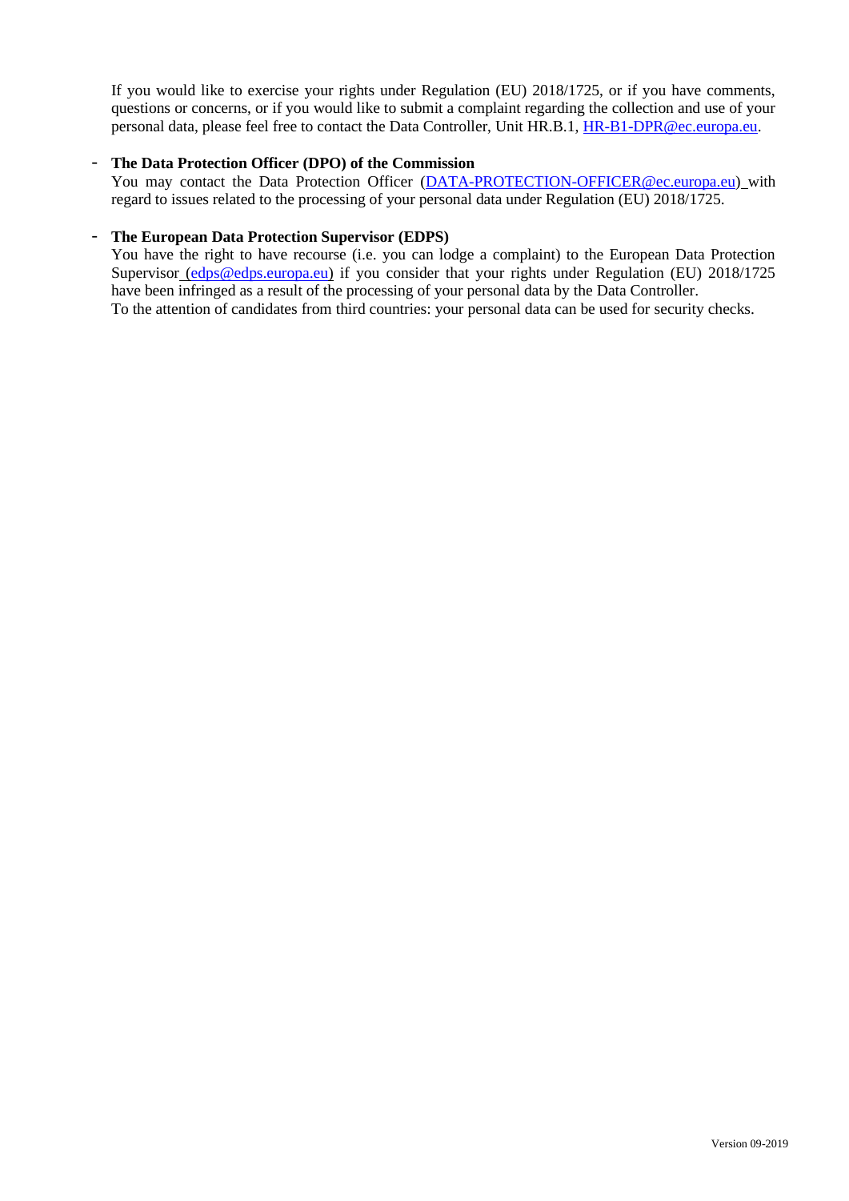If you would like to exercise your rights under Regulation (EU) 2018/1725, or if you have comments, questions or concerns, or if you would like to submit a complaint regarding the collection and use of your personal data, please feel free to contact the Data Controller, Unit HR.B.1, HR-B1-DPR@ec.europa.eu.

- **The Data Protection Officer (DPO) of the Commission**
  You may contact the Data Protection Officer (DATA-PROTECTION-OFFICER@ec.europa.eu) with regard to issues related to the processing of your personal data under Regulation (EU) 2018/1725.

- **The European Data Protection Supervisor (EDPS)**
  You have the right to have recourse (i.e. you can lodge a complaint) to the European Data Protection Supervisor (edps@edps.europa.eu) if you consider that your rights under Regulation (EU) 2018/1725 have been infringed as a result of the processing of your personal data by the Data Controller.
  To the attention of candidates from third countries: your personal data can be used for security checks.

Version 09-2019